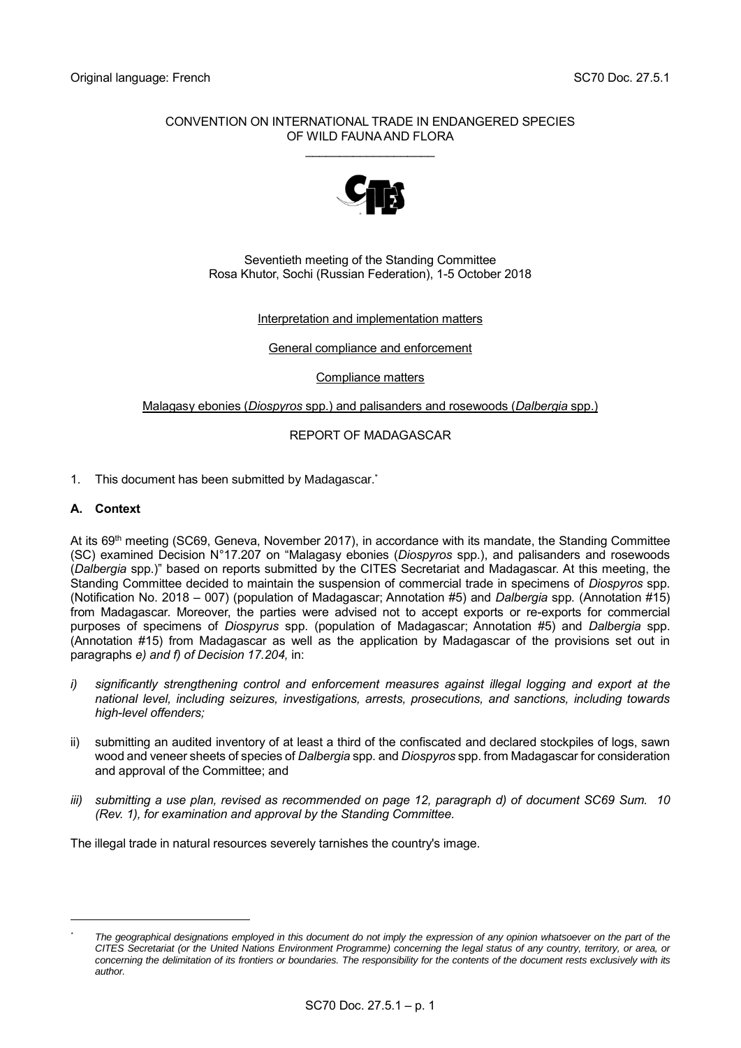Original language: French SC70 Doc. 27.5.1

CONVENTION ON INTERNATIONAL TRADE IN ENDANGERED SPECIES OF WILD FAUNA AND FLORA

\_\_\_\_\_\_\_\_\_\_\_\_\_\_\_\_\_\_\_

Seventieth meeting of the Standing Committee
Rosa Khutor, Sochi (Russian Federation), 1-5 October 2018

Interpretation and implementation matters

General compliance and enforcement

Compliance matters

Malagasy ebonies (*Diospyros* spp.) and palisanders and rosewoods (*Dalbergia* spp.)

REPORT OF MADAGASCAR

1. This document has been submitted by Madagascar.*

## A. Context

At its 69th meeting (SC69, Geneva, November 2017), in accordance with its mandate, the Standing Committee (SC) examined Decision N°17.207 on "Malagasy ebonies (*Diospyros* spp.), and palisanders and rosewoods (*Dalbergia* spp.)" based on reports submitted by the CITES Secretariat and Madagascar. At this meeting, the Standing Committee decided to maintain the suspension of commercial trade in specimens of *Diospyros* spp. (Notification No. 2018 – 007) (population of Madagascar; Annotation #5) and *Dalbergia* spp. (Annotation #15) from Madagascar. Moreover, the parties were advised not to accept exports or re-exports for commercial purposes of specimens of *Diospyrus* spp. (population of Madagascar; Annotation #5) and *Dalbergia* spp. (Annotation #15) from Madagascar as well as the application by Madagascar of the provisions set out in paragraphs *e) and f) of Decision 17.204,* in:

*i) significantly strengthening control and enforcement measures against illegal logging and export at the national level, including seizures, investigations, arrests, prosecutions, and sanctions, including towards high-level offenders;*

ii) submitting an audited inventory of at least a third of the confiscated and declared stockpiles of logs, sawn wood and veneer sheets of species of *Dalbergia* spp. and *Diospyros* spp. from Madagascar for consideration and approval of the Committee; and

*iii) submitting a use plan, revised as recommended on page 12, paragraph d) of document SC69 Sum. 10 (Rev. 1), for examination and approval by the Standing Committee.*

The illegal trade in natural resources severely tarnishes the country's image.

\* *The geographical designations employed in this document do not imply the expression of any opinion whatsoever on the part of the CITES Secretariat (or the United Nations Environment Programme) concerning the legal status of any country, territory, or area, or concerning the delimitation of its frontiers or boundaries. The responsibility for the contents of the document rests exclusively with its author.*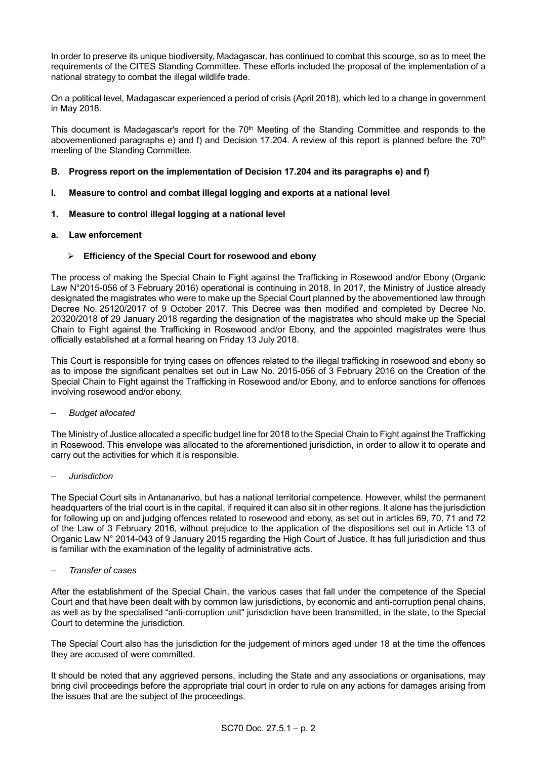In order to preserve its unique biodiversity, Madagascar, has continued to combat this scourge, so as to meet the requirements of the CITES Standing Committee. These efforts included the proposal of the implementation of a national strategy to combat the illegal wildlife trade.

On a political level, Madagascar experienced a period of crisis (April 2018), which led to a change in government in May 2018.

This document is Madagascar's report for the 70th Meeting of the Standing Committee and responds to the abovementioned paragraphs e) and f) and Decision 17.204. A review of this report is planned before the 70th meeting of the Standing Committee.

## B. Progress report on the implementation of Decision 17.204 and its paragraphs e) and f)

### I. Measure to control and combat illegal logging and exports at a national level

### 1. Measure to control illegal logging at a national level

#### a. Law enforcement

- **Efficiency of the Special Court for rosewood and ebony**

The process of making the Special Chain to Fight against the Trafficking in Rosewood and/or Ebony (Organic Law N°2015-056 of 3 February 2016) operational is continuing in 2018. In 2017, the Ministry of Justice already designated the magistrates who were to make up the Special Court planned by the abovementioned law through Decree No. 25120/2017 of 9 October 2017. This Decree was then modified and completed by Decree No. 20320/2018 of 29 January 2018 regarding the designation of the magistrates who should make up the Special Chain to Fight against the Trafficking in Rosewood and/or Ebony, and the appointed magistrates were thus officially established at a formal hearing on Friday 13 July 2018.

This Court is responsible for trying cases on offences related to the illegal trafficking in rosewood and ebony so as to impose the significant penalties set out in Law No. 2015-056 of 3 February 2016 on the Creation of the Special Chain to Fight against the Trafficking in Rosewood and/or Ebony, and to enforce sanctions for offences involving rosewood and/or ebony.

– *Budget allocated*

The Ministry of Justice allocated a specific budget line for 2018 to the Special Chain to Fight against the Trafficking in Rosewood. This envelope was allocated to the aforementioned jurisdiction, in order to allow it to operate and carry out the activities for which it is responsible.

– *Jurisdiction*

The Special Court sits in Antananarivo, but has a national territorial competence. However, whilst the permanent headquarters of the trial court is in the capital, if required it can also sit in other regions. It alone has the jurisdiction for following up on and judging offences related to rosewood and ebony, as set out in articles 69, 70, 71 and 72 of the Law of 3 February 2016, without prejudice to the application of the dispositions set out in Article 13 of Organic Law N° 2014-043 of 9 January 2015 regarding the High Court of Justice. It has full jurisdiction and thus is familiar with the examination of the legality of administrative acts.

– *Transfer of cases*

After the establishment of the Special Chain, the various cases that fall under the competence of the Special Court and that have been dealt with by common law jurisdictions, by economic and anti-corruption penal chains, as well as by the specialised "anti-corruption unit" jurisdiction have been transmitted, in the state, to the Special Court to determine the jurisdiction.

The Special Court also has the jurisdiction for the judgement of minors aged under 18 at the time the offences they are accused of were committed.

It should be noted that any aggrieved persons, including the State and any associations or organisations, may bring civil proceedings before the appropriate trial court in order to rule on any actions for damages arising from the issues that are the subject of the proceedings.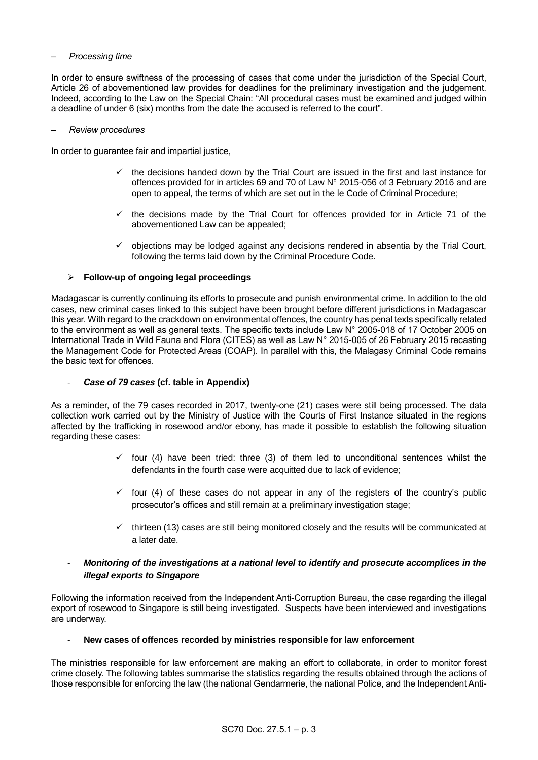– *Processing time*

In order to ensure swiftness of the processing of cases that come under the jurisdiction of the Special Court, Article 26 of abovementioned law provides for deadlines for the preliminary investigation and the judgement. Indeed, according to the Law on the Special Chain: "All procedural cases must be examined and judged within a deadline of under 6 (six) months from the date the accused is referred to the court".

– *Review procedures*

In order to guarantee fair and impartial justice,

- ✓ the decisions handed down by the Trial Court are issued in the first and last instance for offences provided for in articles 69 and 70 of Law N° 2015-056 of 3 February 2016 and are open to appeal, the terms of which are set out in the le Code of Criminal Procedure;
- ✓ the decisions made by the Trial Court for offences provided for in Article 71 of the abovementioned Law can be appealed;
- ✓ objections may be lodged against any decisions rendered in absentia by the Trial Court, following the terms laid down by the Criminal Procedure Code.

➢ **Follow-up of ongoing legal proceedings**

Madagascar is currently continuing its efforts to prosecute and punish environmental crime. In addition to the old cases, new criminal cases linked to this subject have been brought before different jurisdictions in Madagascar this year. With regard to the crackdown on environmental offences, the country has penal texts specifically related to the environment as well as general texts. The specific texts include Law N° 2005-018 of 17 October 2005 on International Trade in Wild Fauna and Flora (CITES) as well as Law N° 2015-005 of 26 February 2015 recasting the Management Code for Protected Areas (COAP). In parallel with this, the Malagasy Criminal Code remains the basic text for offences.

- ***Case of 79 cases* (cf. table in Appendix)**

As a reminder, of the 79 cases recorded in 2017, twenty-one (21) cases were still being processed. The data collection work carried out by the Ministry of Justice with the Courts of First Instance situated in the regions affected by the trafficking in rosewood and/or ebony, has made it possible to establish the following situation regarding these cases:

- ✓ four (4) have been tried: three (3) of them led to unconditional sentences whilst the defendants in the fourth case were acquitted due to lack of evidence;
- ✓ four (4) of these cases do not appear in any of the registers of the country's public prosecutor's offices and still remain at a preliminary investigation stage;
- ✓ thirteen (13) cases are still being monitored closely and the results will be communicated at a later date.

- ***Monitoring of the investigations at a national level to identify and prosecute accomplices in the illegal exports to Singapore***

Following the information received from the Independent Anti-Corruption Bureau, the case regarding the illegal export of rosewood to Singapore is still being investigated. Suspects have been interviewed and investigations are underway.

- **New cases of offences recorded by ministries responsible for law enforcement**

The ministries responsible for law enforcement are making an effort to collaborate, in order to monitor forest crime closely. The following tables summarise the statistics regarding the results obtained through the actions of those responsible for enforcing the law (the national Gendarmerie, the national Police, and the Independent Anti-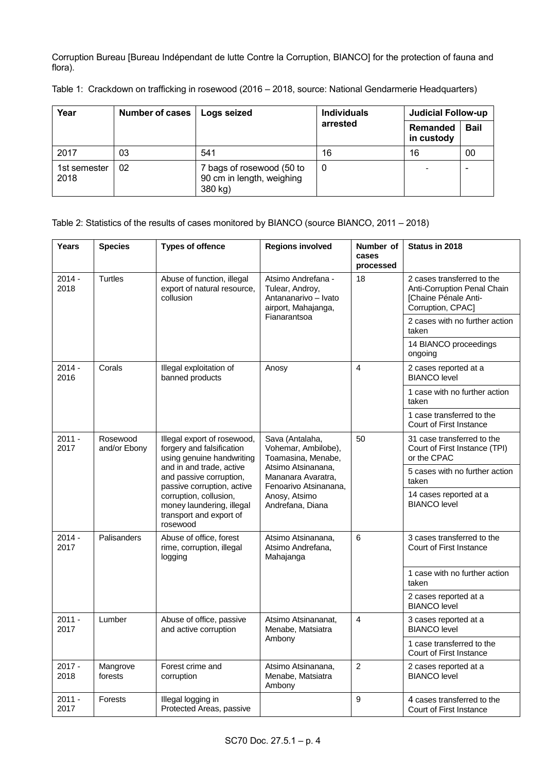Corruption Bureau [Bureau Indépendant de lutte Contre la Corruption, BIANCO] for the protection of fauna and flora).

Table 1: Crackdown on trafficking in rosewood (2016 – 2018, source: National Gendarmerie Headquarters)

| Year | Number of cases | Logs seized | Individuals arrested | Judicial Follow-up | |
|---|---|---|---|---|---|
| | | | | Remanded in custody | Bail |
| 2017 | 03 | 541 | 16 | 16 | 00 |
| 1st semester 2018 | 02 | 7 bags of rosewood (50 to 90 cm in length, weighing 380 kg) | 0 | - | - |

Table 2: Statistics of the results of cases monitored by BIANCO (source BIANCO, 2011 – 2018)

| Years | Species | Types of offence | Regions involved | Number of cases processed | Status in 2018 |
|---|---|---|---|---|---|
| 2014 - 2018 | Turtles | Abuse of function, illegal export of natural resource, collusion | Atsimo Andrefana - Tulear, Androy, Antananarivo – Ivato airport, Mahajanga, Fianarantsoa | 18 | 2 cases transferred to the Anti-Corruption Penal Chain [Chaine Pénale Anti-Corruption, CPAC] |
| | | | | | 2 cases with no further action taken |
| | | | | | 14 BIANCO proceedings ongoing |
| 2014 - 2016 | Corals | Illegal exploitation of banned products | Anosy | 4 | 2 cases reported at a BIANCO level |
| | | | | | 1 case with no further action taken |
| | | | | | 1 case transferred to the Court of First Instance |
| 2011 - 2017 | Rosewood and/or Ebony | Illegal export of rosewood, forgery and falsification using genuine handwriting and in and trade, active and passive corruption, passive corruption, active corruption, collusion, money laundering, illegal transport and export of rosewood | Sava (Antalaha, Vohemar, Ambilobe), Toamasina, Menabe, Atsimo Atsinanana, Mananara Avaratra, Fenoarivo Atsinanana, Anosy, Atsimo Andrefana, Diana | 50 | 31 case transferred to the Court of First Instance (TPI) or the CPAC |
| | | | | | 5 cases with no further action taken |
| | | | | | 14 cases reported at a BIANCO level |
| 2014 - 2017 | Palisanders | Abuse of office, forest rime, corruption, illegal logging | Atsimo Atsinanana, Atsimo Andrefana, Mahajanga | 6 | 3 cases transferred to the Court of First Instance |
| | | | | | 1 case with no further action taken |
| | | | | | 2 cases reported at a BIANCO level |
| 2011 - 2017 | Lumber | Abuse of office, passive and active corruption | Atsimo Atsinananat, Menabe, Matsiatra Ambony | 4 | 3 cases reported at a BIANCO level |
| | | | | | 1 case transferred to the Court of First Instance |
| 2017 - 2018 | Mangrove forests | Forest crime and corruption | Atsimo Atsinanana, Menabe, Matsiatra Ambony | 2 | 2 cases reported at a BIANCO level |
| 2011 - 2017 | Forests | Illegal logging in Protected Areas, passive | | 9 | 4 cases transferred to the Court of First Instance |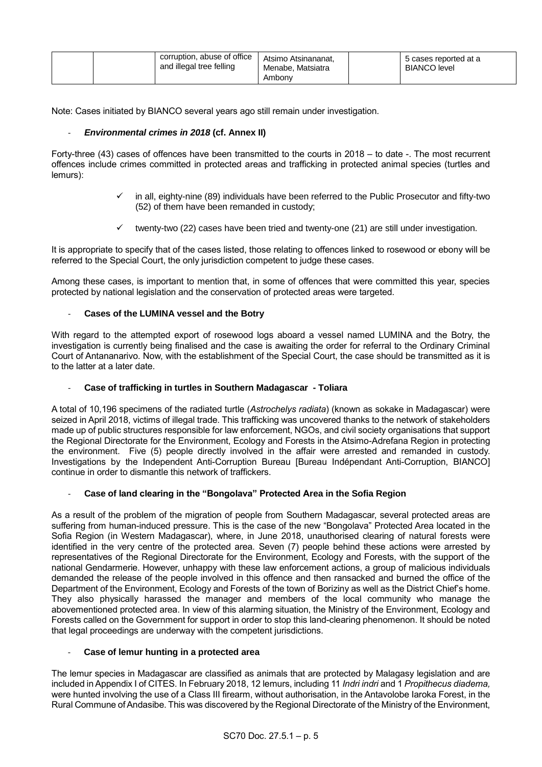| | | corruption, abuse of office and illegal tree felling | Atsimo Atsinananat, Menabe, Matsiatra Ambony | | 5 cases reported at a BIANCO level |
|---|---|---|---|---|---|

Note: Cases initiated by BIANCO several years ago still remain under investigation.

- ***Environmental crimes in 2018*** **(cf. Annex II)**

Forty-three (43) cases of offences have been transmitted to the courts in 2018 – to date -. The most recurrent offences include crimes committed in protected areas and trafficking in protected animal species (turtles and lemurs):

- ✓ in all, eighty-nine (89) individuals have been referred to the Public Prosecutor and fifty-two (52) of them have been remanded in custody;
- ✓ twenty-two (22) cases have been tried and twenty-one (21) are still under investigation.

It is appropriate to specify that of the cases listed, those relating to offences linked to rosewood or ebony will be referred to the Special Court, the only jurisdiction competent to judge these cases.

Among these cases, is important to mention that, in some of offences that were committed this year, species protected by national legislation and the conservation of protected areas were targeted.

- **Cases of the LUMINA vessel and the Botry**

With regard to the attempted export of rosewood logs aboard a vessel named LUMINA and the Botry, the investigation is currently being finalised and the case is awaiting the order for referral to the Ordinary Criminal Court of Antananarivo. Now, with the establishment of the Special Court, the case should be transmitted as it is to the latter at a later date.

- **Case of trafficking in turtles in Southern Madagascar - Toliara**

A total of 10,196 specimens of the radiated turtle (*Astrochelys radiata*) (known as sokake in Madagascar) were seized in April 2018, victims of illegal trade. This trafficking was uncovered thanks to the network of stakeholders made up of public structures responsible for law enforcement, NGOs, and civil society organisations that support the Regional Directorate for the Environment, Ecology and Forests in the Atsimo-Adrefana Region in protecting the environment. Five (5) people directly involved in the affair were arrested and remanded in custody. Investigations by the Independent Anti-Corruption Bureau [Bureau Indépendant Anti-Corruption, BIANCO] continue in order to dismantle this network of traffickers.

- **Case of land clearing in the "Bongolava" Protected Area in the Sofia Region**

As a result of the problem of the migration of people from Southern Madagascar, several protected areas are suffering from human-induced pressure. This is the case of the new "Bongolava" Protected Area located in the Sofia Region (in Western Madagascar), where, in June 2018, unauthorised clearing of natural forests were identified in the very centre of the protected area. Seven (7) people behind these actions were arrested by representatives of the Regional Directorate for the Environment, Ecology and Forests, with the support of the national Gendarmerie. However, unhappy with these law enforcement actions, a group of malicious individuals demanded the release of the people involved in this offence and then ransacked and burned the office of the Department of the Environment, Ecology and Forests of the town of Boriziny as well as the District Chief's home. They also physically harassed the manager and members of the local community who manage the abovementioned protected area. In view of this alarming situation, the Ministry of the Environment, Ecology and Forests called on the Government for support in order to stop this land-clearing phenomenon. It should be noted that legal proceedings are underway with the competent jurisdictions.

- **Case of lemur hunting in a protected area**

The lemur species in Madagascar are classified as animals that are protected by Malagasy legislation and are included in Appendix I of CITES. In February 2018, 12 lemurs, including 11 *Indri indri* and 1 *Propithecus diadema,* were hunted involving the use of a Class III firearm, without authorisation, in the Antavolobe Iaroka Forest, in the Rural Commune of Andasibe. This was discovered by the Regional Directorate of the Ministry of the Environment,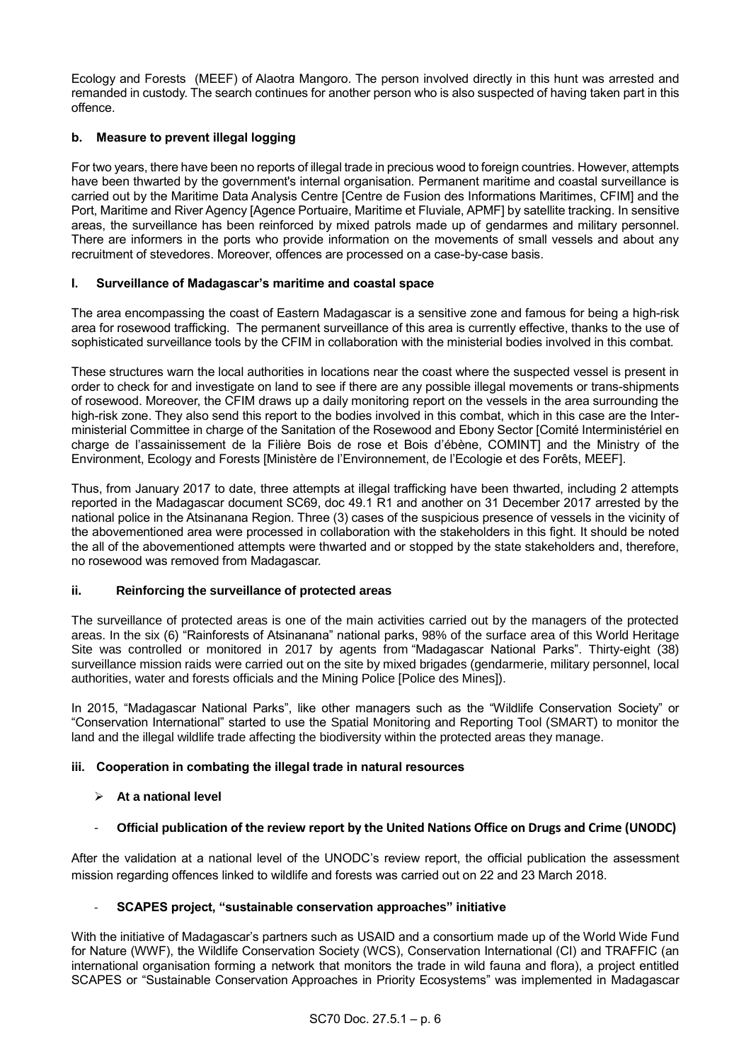Ecology and Forests (MEEF) of Alaotra Mangoro. The person involved directly in this hunt was arrested and remanded in custody. The search continues for another person who is also suspected of having taken part in this offence.

### b. Measure to prevent illegal logging

For two years, there have been no reports of illegal trade in precious wood to foreign countries. However, attempts have been thwarted by the government's internal organisation. Permanent maritime and coastal surveillance is carried out by the Maritime Data Analysis Centre [Centre de Fusion des Informations Maritimes, CFIM] and the Port, Maritime and River Agency [Agence Portuaire, Maritime et Fluviale, APMF] by satellite tracking. In sensitive areas, the surveillance has been reinforced by mixed patrols made up of gendarmes and military personnel. There are informers in the ports who provide information on the movements of small vessels and about any recruitment of stevedores. Moreover, offences are processed on a case-by-case basis.

#### I. Surveillance of Madagascar's maritime and coastal space

The area encompassing the coast of Eastern Madagascar is a sensitive zone and famous for being a high-risk area for rosewood trafficking. The permanent surveillance of this area is currently effective, thanks to the use of sophisticated surveillance tools by the CFIM in collaboration with the ministerial bodies involved in this combat.

These structures warn the local authorities in locations near the coast where the suspected vessel is present in order to check for and investigate on land to see if there are any possible illegal movements or trans-shipments of rosewood. Moreover, the CFIM draws up a daily monitoring report on the vessels in the area surrounding the high-risk zone. They also send this report to the bodies involved in this combat, which in this case are the Inter-ministerial Committee in charge of the Sanitation of the Rosewood and Ebony Sector [Comité Interministériel en charge de l'assainissement de la Filière Bois de rose et Bois d'ébène, COMINT] and the Ministry of the Environment, Ecology and Forests [Ministère de l'Environnement, de l'Ecologie et des Forêts, MEEF].

Thus, from January 2017 to date, three attempts at illegal trafficking have been thwarted, including 2 attempts reported in the Madagascar document SC69, doc 49.1 R1 and another on 31 December 2017 arrested by the national police in the Atsinanana Region. Three (3) cases of the suspicious presence of vessels in the vicinity of the abovementioned area were processed in collaboration with the stakeholders in this fight. It should be noted the all of the abovementioned attempts were thwarted and or stopped by the state stakeholders and, therefore, no rosewood was removed from Madagascar.

#### ii. Reinforcing the surveillance of protected areas

The surveillance of protected areas is one of the main activities carried out by the managers of the protected areas. In the six (6) "Rainforests of Atsinanana" national parks, 98% of the surface area of this World Heritage Site was controlled or monitored in 2017 by agents from "Madagascar National Parks". Thirty-eight (38) surveillance mission raids were carried out on the site by mixed brigades (gendarmerie, military personnel, local authorities, water and forests officials and the Mining Police [Police des Mines]).

In 2015, "Madagascar National Parks", like other managers such as the "Wildlife Conservation Society" or "Conservation International" started to use the Spatial Monitoring and Reporting Tool (SMART) to monitor the land and the illegal wildlife trade affecting the biodiversity within the protected areas they manage.

#### iii. Cooperation in combating the illegal trade in natural resources

- **At a national level**

- **Official publication of the review report by the United Nations Office on Drugs and Crime (UNODC)**

After the validation at a national level of the UNODC's review report, the official publication the assessment mission regarding offences linked to wildlife and forests was carried out on 22 and 23 March 2018.

- **SCAPES project, "sustainable conservation approaches" initiative**

With the initiative of Madagascar's partners such as USAID and a consortium made up of the World Wide Fund for Nature (WWF), the Wildlife Conservation Society (WCS), Conservation International (CI) and TRAFFIC (an international organisation forming a network that monitors the trade in wild fauna and flora), a project entitled SCAPES or "Sustainable Conservation Approaches in Priority Ecosystems" was implemented in Madagascar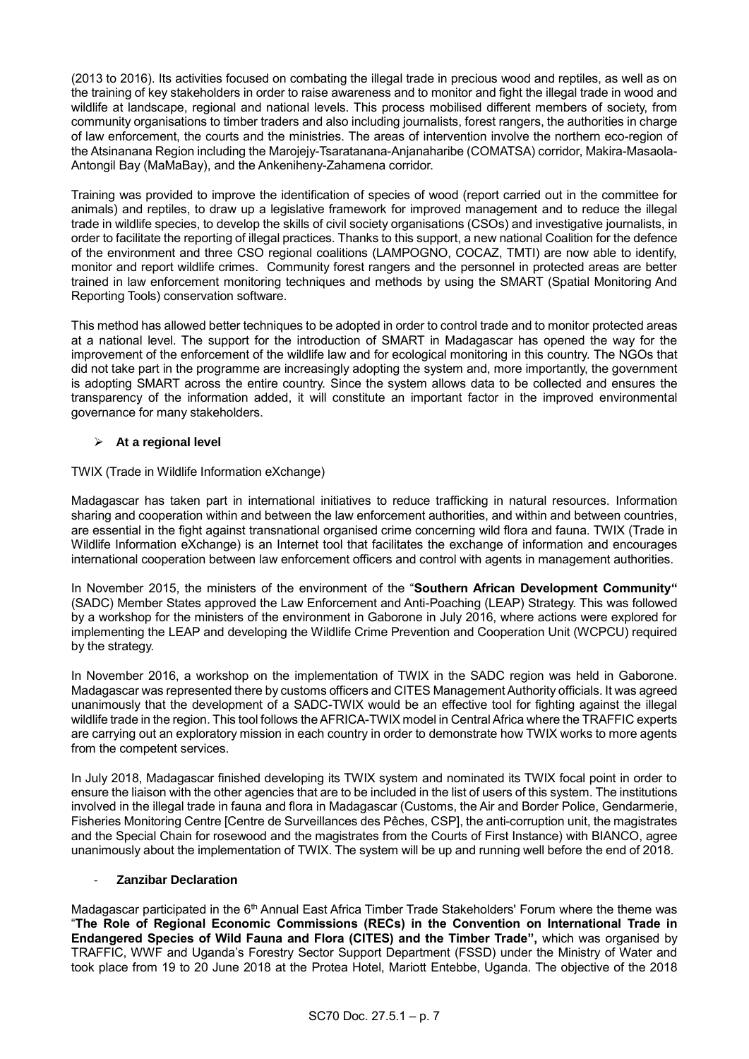(2013 to 2016). Its activities focused on combating the illegal trade in precious wood and reptiles, as well as on the training of key stakeholders in order to raise awareness and to monitor and fight the illegal trade in wood and wildlife at landscape, regional and national levels. This process mobilised different members of society, from community organisations to timber traders and also including journalists, forest rangers, the authorities in charge of law enforcement, the courts and the ministries. The areas of intervention involve the northern eco-region of the Atsinanana Region including the Marojejy-Tsaratanana-Anjanaharibe (COMATSA) corridor, Makira-Masaola-Antongil Bay (MaMaBay), and the Ankeniheny-Zahamena corridor.

Training was provided to improve the identification of species of wood (report carried out in the committee for animals) and reptiles, to draw up a legislative framework for improved management and to reduce the illegal trade in wildlife species, to develop the skills of civil society organisations (CSOs) and investigative journalists, in order to facilitate the reporting of illegal practices. Thanks to this support, a new national Coalition for the defence of the environment and three CSO regional coalitions (LAMPOGNO, COCAZ, TMTI) are now able to identify, monitor and report wildlife crimes. Community forest rangers and the personnel in protected areas are better trained in law enforcement monitoring techniques and methods by using the SMART (Spatial Monitoring And Reporting Tools) conservation software.

This method has allowed better techniques to be adopted in order to control trade and to monitor protected areas at a national level. The support for the introduction of SMART in Madagascar has opened the way for the improvement of the enforcement of the wildlife law and for ecological monitoring in this country. The NGOs that did not take part in the programme are increasingly adopting the system and, more importantly, the government is adopting SMART across the entire country. Since the system allows data to be collected and ensures the transparency of the information added, it will constitute an important factor in the improved environmental governance for many stakeholders.

- **At a regional level**

TWIX (Trade in Wildlife Information eXchange)

Madagascar has taken part in international initiatives to reduce trafficking in natural resources. Information sharing and cooperation within and between the law enforcement authorities, and within and between countries, are essential in the fight against transnational organised crime concerning wild flora and fauna. TWIX (Trade in Wildlife Information eXchange) is an Internet tool that facilitates the exchange of information and encourages international cooperation between law enforcement officers and control with agents in management authorities.

In November 2015, the ministers of the environment of the "**Southern African Development Community"** (SADC) Member States approved the Law Enforcement and Anti-Poaching (LEAP) Strategy. This was followed by a workshop for the ministers of the environment in Gaborone in July 2016, where actions were explored for implementing the LEAP and developing the Wildlife Crime Prevention and Cooperation Unit (WCPCU) required by the strategy.

In November 2016, a workshop on the implementation of TWIX in the SADC region was held in Gaborone. Madagascar was represented there by customs officers and CITES Management Authority officials. It was agreed unanimously that the development of a SADC-TWIX would be an effective tool for fighting against the illegal wildlife trade in the region. This tool follows the AFRICA-TWIX model in Central Africa where the TRAFFIC experts are carrying out an exploratory mission in each country in order to demonstrate how TWIX works to more agents from the competent services.

In July 2018, Madagascar finished developing its TWIX system and nominated its TWIX focal point in order to ensure the liaison with the other agencies that are to be included in the list of users of this system. The institutions involved in the illegal trade in fauna and flora in Madagascar (Customs, the Air and Border Police, Gendarmerie, Fisheries Monitoring Centre [Centre de Surveillances des Pêches, CSP], the anti-corruption unit, the magistrates and the Special Chain for rosewood and the magistrates from the Courts of First Instance) with BIANCO, agree unanimously about the implementation of TWIX. The system will be up and running well before the end of 2018.

- **Zanzibar Declaration**

Madagascar participated in the 6th Annual East Africa Timber Trade Stakeholders' Forum where the theme was "**The Role of Regional Economic Commissions (RECs) in the Convention on International Trade in Endangered Species of Wild Fauna and Flora (CITES) and the Timber Trade",** which was organised by TRAFFIC, WWF and Uganda's Forestry Sector Support Department (FSSD) under the Ministry of Water and took place from 19 to 20 June 2018 at the Protea Hotel, Mariott Entebbe, Uganda. The objective of the 2018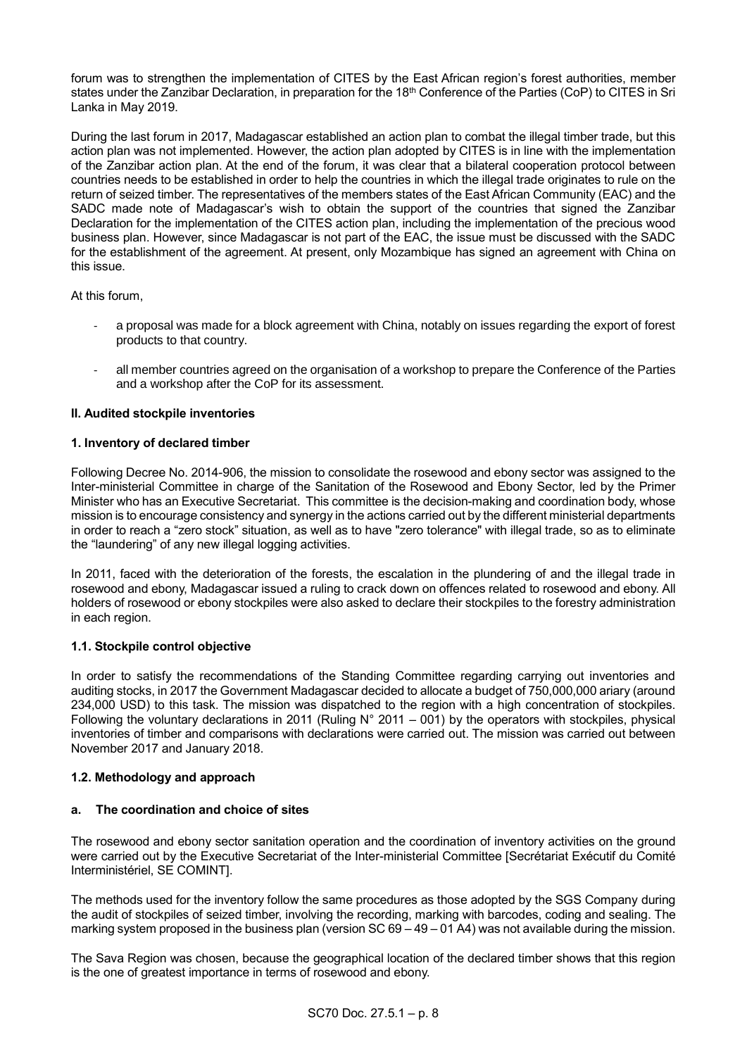forum was to strengthen the implementation of CITES by the East African region's forest authorities, member states under the Zanzibar Declaration, in preparation for the 18th Conference of the Parties (CoP) to CITES in Sri Lanka in May 2019.

During the last forum in 2017, Madagascar established an action plan to combat the illegal timber trade, but this action plan was not implemented. However, the action plan adopted by CITES is in line with the implementation of the Zanzibar action plan. At the end of the forum, it was clear that a bilateral cooperation protocol between countries needs to be established in order to help the countries in which the illegal trade originates to rule on the return of seized timber. The representatives of the members states of the East African Community (EAC) and the SADC made note of Madagascar's wish to obtain the support of the countries that signed the Zanzibar Declaration for the implementation of the CITES action plan, including the implementation of the precious wood business plan. However, since Madagascar is not part of the EAC, the issue must be discussed with the SADC for the establishment of the agreement. At present, only Mozambique has signed an agreement with China on this issue.

At this forum,

- a proposal was made for a block agreement with China, notably on issues regarding the export of forest products to that country.
- all member countries agreed on the organisation of a workshop to prepare the Conference of the Parties and a workshop after the CoP for its assessment.

## II. Audited stockpile inventories

### 1. Inventory of declared timber

Following Decree No. 2014-906, the mission to consolidate the rosewood and ebony sector was assigned to the Inter-ministerial Committee in charge of the Sanitation of the Rosewood and Ebony Sector, led by the Primer Minister who has an Executive Secretariat. This committee is the decision-making and coordination body, whose mission is to encourage consistency and synergy in the actions carried out by the different ministerial departments in order to reach a "zero stock" situation, as well as to have "zero tolerance" with illegal trade, so as to eliminate the "laundering" of any new illegal logging activities.

In 2011, faced with the deterioration of the forests, the escalation in the plundering of and the illegal trade in rosewood and ebony, Madagascar issued a ruling to crack down on offences related to rosewood and ebony. All holders of rosewood or ebony stockpiles were also asked to declare their stockpiles to the forestry administration in each region.

#### 1.1. Stockpile control objective

In order to satisfy the recommendations of the Standing Committee regarding carrying out inventories and auditing stocks, in 2017 the Government Madagascar decided to allocate a budget of 750,000,000 ariary (around 234,000 USD) to this task. The mission was dispatched to the region with a high concentration of stockpiles. Following the voluntary declarations in 2011 (Ruling N° 2011 – 001) by the operators with stockpiles, physical inventories of timber and comparisons with declarations were carried out. The mission was carried out between November 2017 and January 2018.

#### 1.2. Methodology and approach

##### a. The coordination and choice of sites

The rosewood and ebony sector sanitation operation and the coordination of inventory activities on the ground were carried out by the Executive Secretariat of the Inter-ministerial Committee [Secrétariat Exécutif du Comité Interministériel, SE COMINT].

The methods used for the inventory follow the same procedures as those adopted by the SGS Company during the audit of stockpiles of seized timber, involving the recording, marking with barcodes, coding and sealing. The marking system proposed in the business plan (version SC 69 – 49 – 01 A4) was not available during the mission.

The Sava Region was chosen, because the geographical location of the declared timber shows that this region is the one of greatest importance in terms of rosewood and ebony.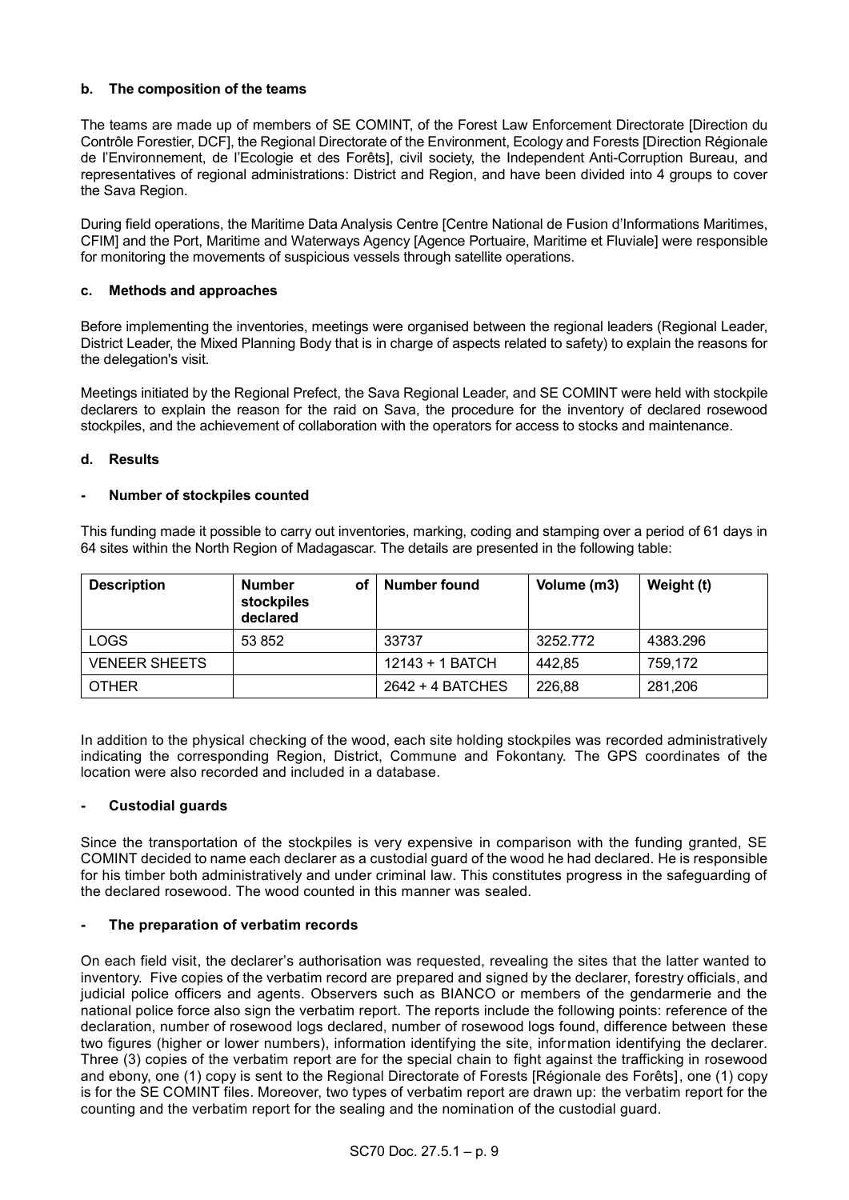**b. The composition of the teams**

The teams are made up of members of SE COMINT, of the Forest Law Enforcement Directorate [Direction du Contrôle Forestier, DCF], the Regional Directorate of the Environment, Ecology and Forests [Direction Régionale de l'Environnement, de l'Ecologie et des Forêts], civil society, the Independent Anti-Corruption Bureau, and representatives of regional administrations: District and Region, and have been divided into 4 groups to cover the Sava Region.

During field operations, the Maritime Data Analysis Centre [Centre National de Fusion d'Informations Maritimes, CFIM] and the Port, Maritime and Waterways Agency [Agence Portuaire, Maritime et Fluviale] were responsible for monitoring the movements of suspicious vessels through satellite operations.

**c. Methods and approaches**

Before implementing the inventories, meetings were organised between the regional leaders (Regional Leader, District Leader, the Mixed Planning Body that is in charge of aspects related to safety) to explain the reasons for the delegation's visit.

Meetings initiated by the Regional Prefect, the Sava Regional Leader, and SE COMINT were held with stockpile declarers to explain the reason for the raid on Sava, the procedure for the inventory of declared rosewood stockpiles, and the achievement of collaboration with the operators for access to stocks and maintenance.

**d. Results**

**- Number of stockpiles counted**

This funding made it possible to carry out inventories, marking, coding and stamping over a period of 61 days in 64 sites within the North Region of Madagascar. The details are presented in the following table:

| Description | Number of stockpiles declared | Number found | Volume (m3) | Weight (t) |
|---|---|---|---|---|
| LOGS | 53 852 | 33737 | 3252.772 | 4383.296 |
| VENEER SHEETS | | 12143 + 1 BATCH | 442,85 | 759,172 |
| OTHER | | 2642 + 4 BATCHES | 226,88 | 281,206 |

In addition to the physical checking of the wood, each site holding stockpiles was recorded administratively indicating the corresponding Region, District, Commune and Fokontany. The GPS coordinates of the location were also recorded and included in a database.

**- Custodial guards**

Since the transportation of the stockpiles is very expensive in comparison with the funding granted, SE COMINT decided to name each declarer as a custodial guard of the wood he had declared. He is responsible for his timber both administratively and under criminal law. This constitutes progress in the safeguarding of the declared rosewood. The wood counted in this manner was sealed.

**- The preparation of verbatim records**

On each field visit, the declarer's authorisation was requested, revealing the sites that the latter wanted to inventory. Five copies of the verbatim record are prepared and signed by the declarer, forestry officials, and judicial police officers and agents. Observers such as BIANCO or members of the gendarmerie and the national police force also sign the verbatim report. The reports include the following points: reference of the declaration, number of rosewood logs declared, number of rosewood logs found, difference between these two figures (higher or lower numbers), information identifying the site, information identifying the declarer. Three (3) copies of the verbatim report are for the special chain to fight against the trafficking in rosewood and ebony, one (1) copy is sent to the Regional Directorate of Forests [Régionale des Forêts], one (1) copy is for the SE COMINT files. Moreover, two types of verbatim report are drawn up: the verbatim report for the counting and the verbatim report for the sealing and the nomination of the custodial guard.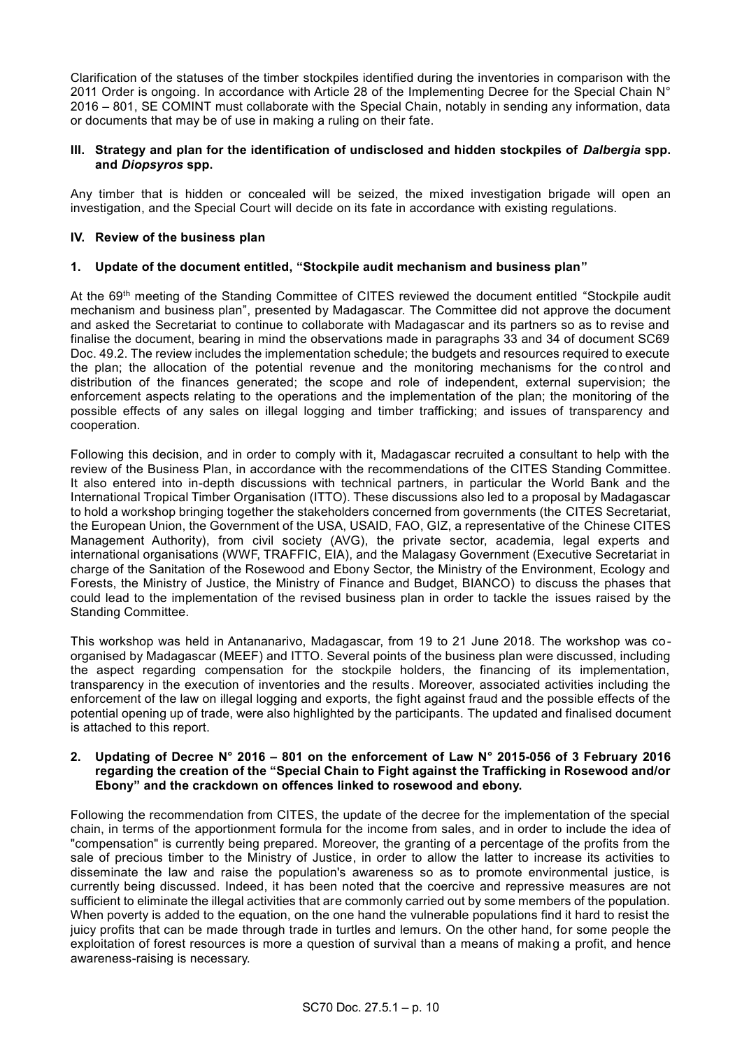Clarification of the statuses of the timber stockpiles identified during the inventories in comparison with the 2011 Order is ongoing. In accordance with Article 28 of the Implementing Decree for the Special Chain N° 2016 – 801, SE COMINT must collaborate with the Special Chain, notably in sending any information, data or documents that may be of use in making a ruling on their fate.

## III. Strategy and plan for the identification of undisclosed and hidden stockpiles of *Dalbergia* spp. and *Diopsyros* spp.

Any timber that is hidden or concealed will be seized, the mixed investigation brigade will open an investigation, and the Special Court will decide on its fate in accordance with existing regulations.

## IV. Review of the business plan

### 1. Update of the document entitled, "Stockpile audit mechanism and business plan"

At the 69th meeting of the Standing Committee of CITES reviewed the document entitled "Stockpile audit mechanism and business plan", presented by Madagascar. The Committee did not approve the document and asked the Secretariat to continue to collaborate with Madagascar and its partners so as to revise and finalise the document, bearing in mind the observations made in paragraphs 33 and 34 of document SC69 Doc. 49.2. The review includes the implementation schedule; the budgets and resources required to execute the plan; the allocation of the potential revenue and the monitoring mechanisms for the control and distribution of the finances generated; the scope and role of independent, external supervision; the enforcement aspects relating to the operations and the implementation of the plan; the monitoring of the possible effects of any sales on illegal logging and timber trafficking; and issues of transparency and cooperation.

Following this decision, and in order to comply with it, Madagascar recruited a consultant to help with the review of the Business Plan, in accordance with the recommendations of the CITES Standing Committee. It also entered into in-depth discussions with technical partners, in particular the World Bank and the International Tropical Timber Organisation (ITTO). These discussions also led to a proposal by Madagascar to hold a workshop bringing together the stakeholders concerned from governments (the CITES Secretariat, the European Union, the Government of the USA, USAID, FAO, GIZ, a representative of the Chinese CITES Management Authority), from civil society (AVG), the private sector, academia, legal experts and international organisations (WWF, TRAFFIC, EIA), and the Malagasy Government (Executive Secretariat in charge of the Sanitation of the Rosewood and Ebony Sector, the Ministry of the Environment, Ecology and Forests, the Ministry of Justice, the Ministry of Finance and Budget, BIANCO) to discuss the phases that could lead to the implementation of the revised business plan in order to tackle the issues raised by the Standing Committee.

This workshop was held in Antananarivo, Madagascar, from 19 to 21 June 2018. The workshop was co-organised by Madagascar (MEEF) and ITTO. Several points of the business plan were discussed, including the aspect regarding compensation for the stockpile holders, the financing of its implementation, transparency in the execution of inventories and the results. Moreover, associated activities including the enforcement of the law on illegal logging and exports, the fight against fraud and the possible effects of the potential opening up of trade, were also highlighted by the participants. The updated and finalised document is attached to this report.

### 2. Updating of Decree N° 2016 – 801 on the enforcement of Law N° 2015-056 of 3 February 2016 regarding the creation of the "Special Chain to Fight against the Trafficking in Rosewood and/or Ebony" and the crackdown on offences linked to rosewood and ebony.

Following the recommendation from CITES, the update of the decree for the implementation of the special chain, in terms of the apportionment formula for the income from sales, and in order to include the idea of "compensation" is currently being prepared. Moreover, the granting of a percentage of the profits from the sale of precious timber to the Ministry of Justice, in order to allow the latter to increase its activities to disseminate the law and raise the population's awareness so as to promote environmental justice, is currently being discussed. Indeed, it has been noted that the coercive and repressive measures are not sufficient to eliminate the illegal activities that are commonly carried out by some members of the population. When poverty is added to the equation, on the one hand the vulnerable populations find it hard to resist the juicy profits that can be made through trade in turtles and lemurs. On the other hand, for some people the exploitation of forest resources is more a question of survival than a means of making a profit, and hence awareness-raising is necessary.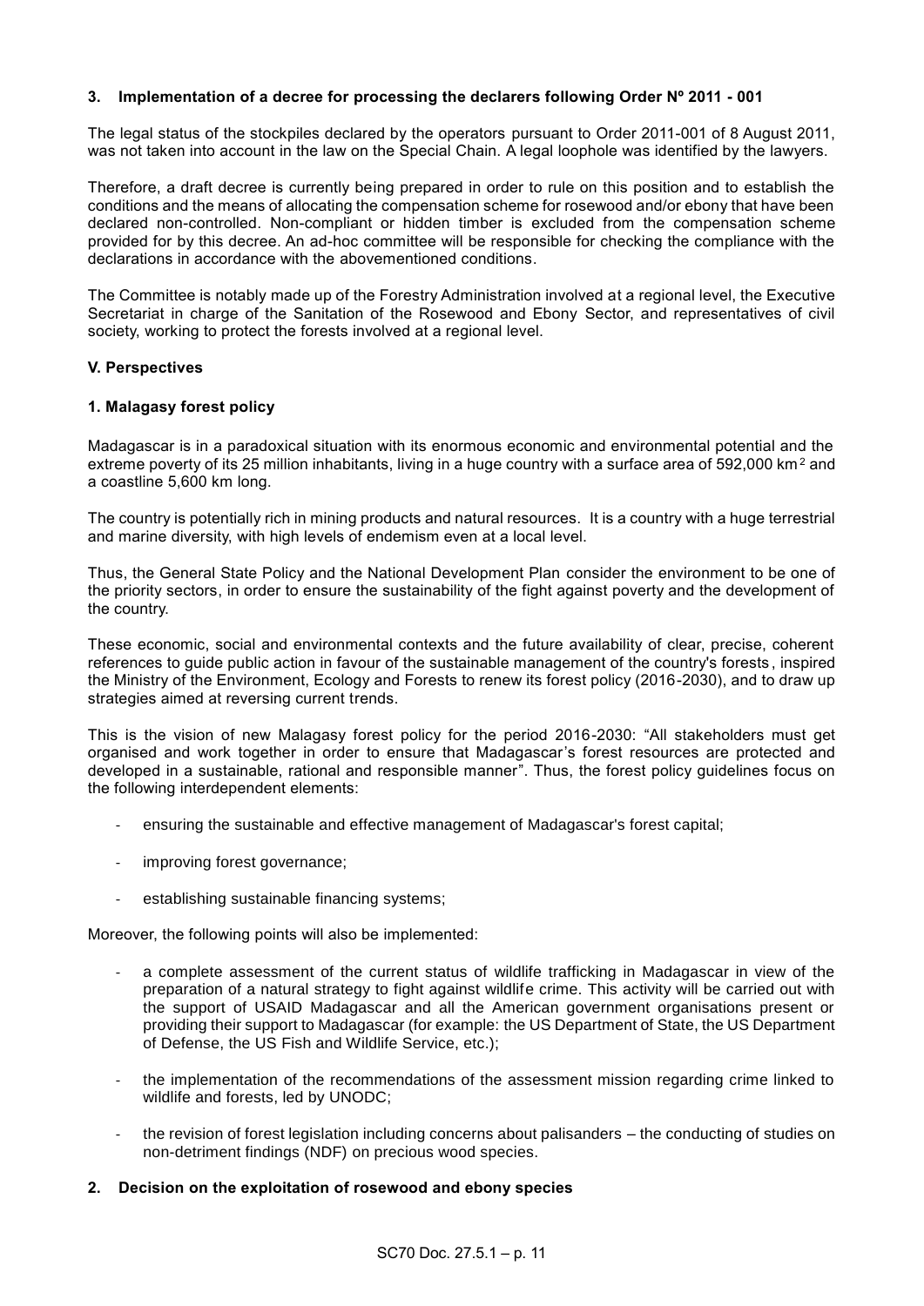### 3. Implementation of a decree for processing the declarers following Order Nº 2011 - 001

The legal status of the stockpiles declared by the operators pursuant to Order 2011-001 of 8 August 2011, was not taken into account in the law on the Special Chain. A legal loophole was identified by the lawyers.

Therefore, a draft decree is currently being prepared in order to rule on this position and to establish the conditions and the means of allocating the compensation scheme for rosewood and/or ebony that have been declared non-controlled. Non-compliant or hidden timber is excluded from the compensation scheme provided for by this decree. An ad-hoc committee will be responsible for checking the compliance with the declarations in accordance with the abovementioned conditions.

The Committee is notably made up of the Forestry Administration involved at a regional level, the Executive Secretariat in charge of the Sanitation of the Rosewood and Ebony Sector, and representatives of civil society, working to protect the forests involved at a regional level.

## V. Perspectives

### 1. Malagasy forest policy

Madagascar is in a paradoxical situation with its enormous economic and environmental potential and the extreme poverty of its 25 million inhabitants, living in a huge country with a surface area of 592,000 km$^2$ and a coastline 5,600 km long.

The country is potentially rich in mining products and natural resources. It is a country with a huge terrestrial and marine diversity, with high levels of endemism even at a local level.

Thus, the General State Policy and the National Development Plan consider the environment to be one of the priority sectors, in order to ensure the sustainability of the fight against poverty and the development of the country.

These economic, social and environmental contexts and the future availability of clear, precise, coherent references to guide public action in favour of the sustainable management of the country's forests, inspired the Ministry of the Environment, Ecology and Forests to renew its forest policy (2016-2030), and to draw up strategies aimed at reversing current trends.

This is the vision of new Malagasy forest policy for the period 2016-2030: "All stakeholders must get organised and work together in order to ensure that Madagascar's forest resources are protected and developed in a sustainable, rational and responsible manner". Thus, the forest policy guidelines focus on the following interdependent elements:

- ensuring the sustainable and effective management of Madagascar's forest capital;
- improving forest governance;
- establishing sustainable financing systems;

Moreover, the following points will also be implemented:

- a complete assessment of the current status of wildlife trafficking in Madagascar in view of the preparation of a natural strategy to fight against wildlife crime. This activity will be carried out with the support of USAID Madagascar and all the American government organisations present or providing their support to Madagascar (for example: the US Department of State, the US Department of Defense, the US Fish and Wildlife Service, etc.);
- the implementation of the recommendations of the assessment mission regarding crime linked to wildlife and forests, led by UNODC;
- the revision of forest legislation including concerns about palisanders – the conducting of studies on non-detriment findings (NDF) on precious wood species.

### 2. Decision on the exploitation of rosewood and ebony species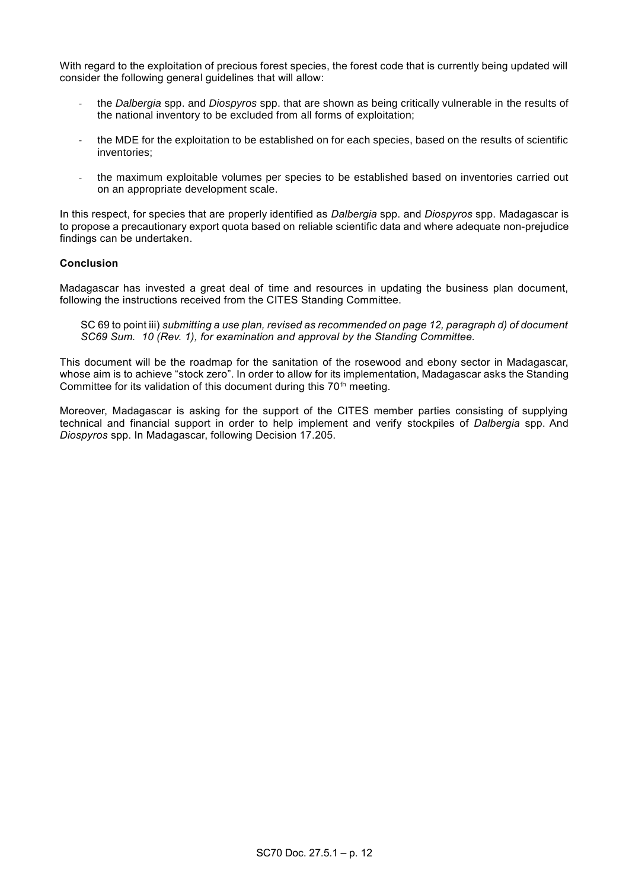With regard to the exploitation of precious forest species, the forest code that is currently being updated will consider the following general guidelines that will allow:

- the *Dalbergia* spp. and *Diospyros* spp. that are shown as being critically vulnerable in the results of the national inventory to be excluded from all forms of exploitation;
- the MDE for the exploitation to be established on for each species, based on the results of scientific inventories;
- the maximum exploitable volumes per species to be established based on inventories carried out on an appropriate development scale.

In this respect, for species that are properly identified as *Dalbergia* spp. and *Diospyros* spp. Madagascar is to propose a precautionary export quota based on reliable scientific data and where adequate non-prejudice findings can be undertaken.

**Conclusion**

Madagascar has invested a great deal of time and resources in updating the business plan document, following the instructions received from the CITES Standing Committee.

> SC 69 to point iii) *submitting a use plan, revised as recommended on page 12, paragraph d) of document SC69 Sum. 10 (Rev. 1), for examination and approval by the Standing Committee.*

This document will be the roadmap for the sanitation of the rosewood and ebony sector in Madagascar, whose aim is to achieve "stock zero". In order to allow for its implementation, Madagascar asks the Standing Committee for its validation of this document during this 70th meeting.

Moreover, Madagascar is asking for the support of the CITES member parties consisting of supplying technical and financial support in order to help implement and verify stockpiles of *Dalbergia* spp. And *Diospyros* spp. In Madagascar, following Decision 17.205.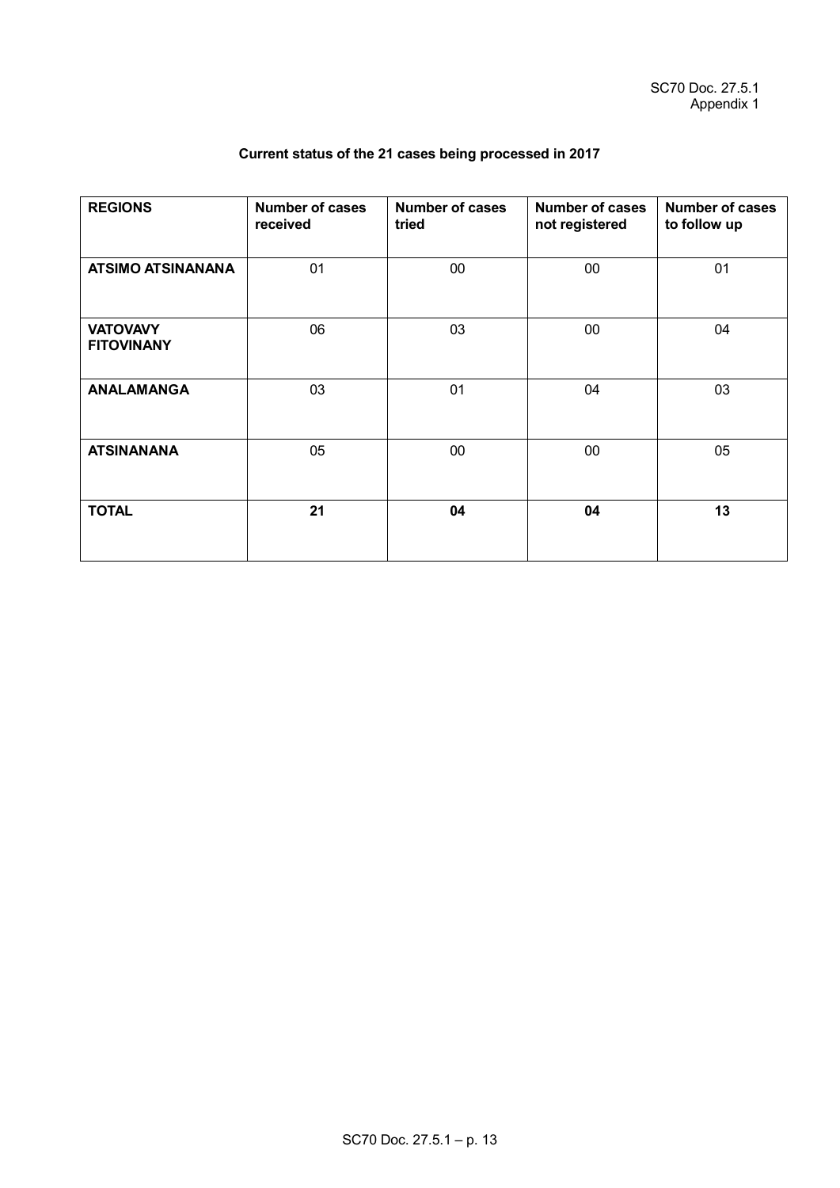SC70 Doc. 27.5.1
Appendix 1

**Current status of the 21 cases being processed in 2017**

| REGIONS | Number of cases received | Number of cases tried | Number of cases not registered | Number of cases to follow up |
|---|---|---|---|---|
| **ATSIMO ATSINANANA** | 01 | 00 | 00 | 01 |
| **VATOVAVY FITOVINANY** | 06 | 03 | 00 | 04 |
| **ANALAMANGA** | 03 | 01 | 04 | 03 |
| **ATSINANANA** | 05 | 00 | 00 | 05 |
| **TOTAL** | **21** | **04** | **04** | **13** |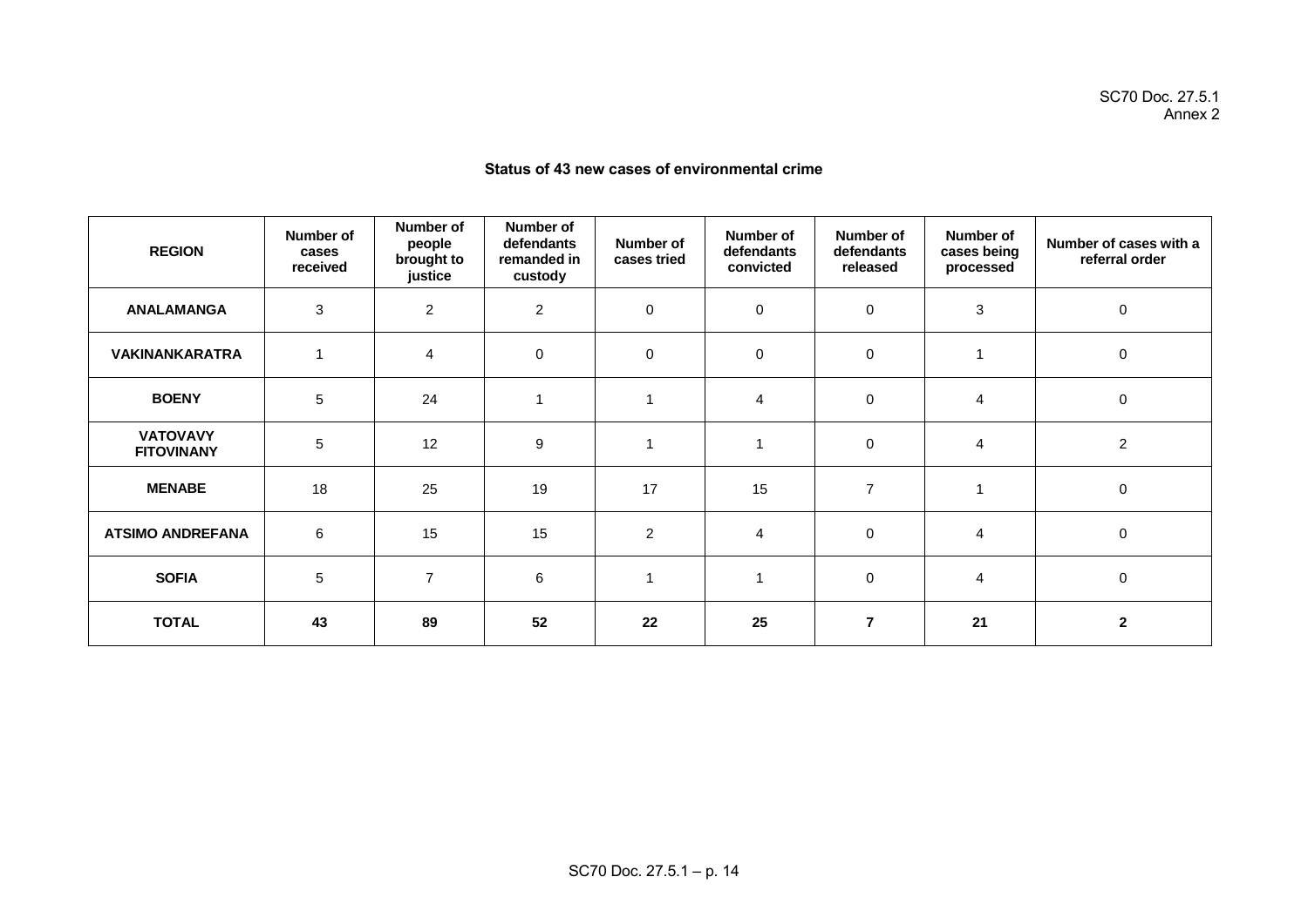SC70 Doc. 27.5.1
Annex 2

**Status of 43 new cases of environmental crime**

| REGION | Number of cases received | Number of people brought to justice | Number of defendants remanded in custody | Number of cases tried | Number of defendants convicted | Number of defendants released | Number of cases being processed | Number of cases with a referral order |
|---|---|---|---|---|---|---|---|---|
| **ANALAMANGA** | 3 | 2 | 2 | 0 | 0 | 0 | 3 | 0 |
| **VAKINANKARATRA** | 1 | 4 | 0 | 0 | 0 | 0 | 1 | 0 |
| **BOENY** | 5 | 24 | 1 | 1 | 4 | 0 | 4 | 0 |
| **VATOVAVY FITOVINANY** | 5 | 12 | 9 | 1 | 1 | 0 | 4 | 2 |
| **MENABE** | 18 | 25 | 19 | 17 | 15 | 7 | 1 | 0 |
| **ATSIMO ANDREFANA** | 6 | 15 | 15 | 2 | 4 | 0 | 4 | 0 |
| **SOFIA** | 5 | 7 | 6 | 1 | 1 | 0 | 4 | 0 |
| **TOTAL** | **43** | **89** | **52** | **22** | **25** | **7** | **21** | **2** |